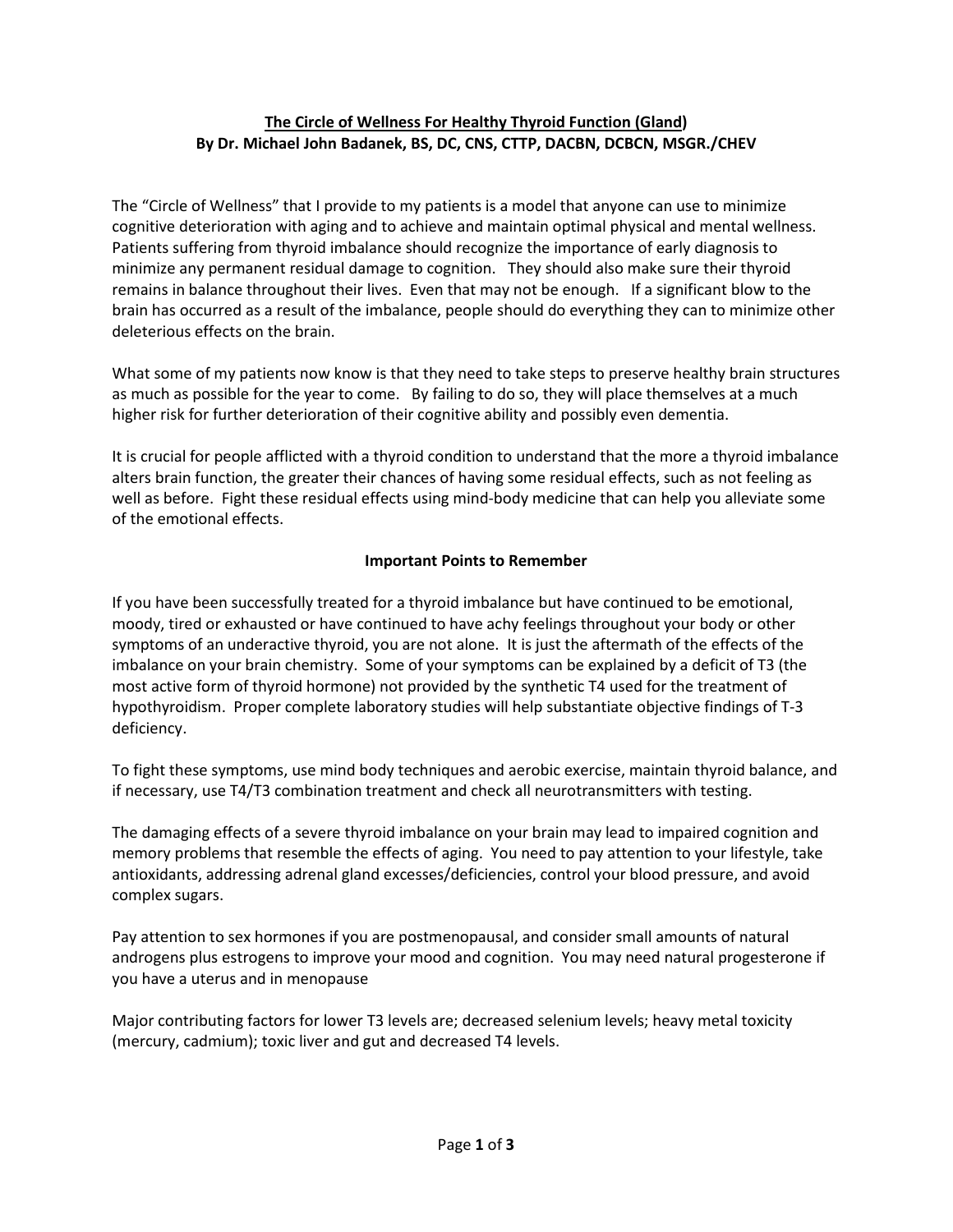**The Circle of Wellness For Healthy Thyroid Function (Gland)**
**By Dr. Michael John Badanek, BS, DC, CNS, CTTP, DACBN, DCBCN, MSGR./CHEV**

The "Circle of Wellness" that I provide to my patients is a model that anyone can use to minimize cognitive deterioration with aging and to achieve and maintain optimal physical and mental wellness. Patients suffering from thyroid imbalance should recognize the importance of early diagnosis to minimize any permanent residual damage to cognition. They should also make sure their thyroid remains in balance throughout their lives. Even that may not be enough. If a significant blow to the brain has occurred as a result of the imbalance, people should do everything they can to minimize other deleterious effects on the brain.

What some of my patients now know is that they need to take steps to preserve healthy brain structures as much as possible for the year to come. By failing to do so, they will place themselves at a much higher risk for further deterioration of their cognitive ability and possibly even dementia.

It is crucial for people afflicted with a thyroid condition to understand that the more a thyroid imbalance alters brain function, the greater their chances of having some residual effects, such as not feeling as well as before. Fight these residual effects using mind-body medicine that can help you alleviate some of the emotional effects.

**Important Points to Remember**

If you have been successfully treated for a thyroid imbalance but have continued to be emotional, moody, tired or exhausted or have continued to have achy feelings throughout your body or other symptoms of an underactive thyroid, you are not alone. It is just the aftermath of the effects of the imbalance on your brain chemistry. Some of your symptoms can be explained by a deficit of T3 (the most active form of thyroid hormone) not provided by the synthetic T4 used for the treatment of hypothyroidism. Proper complete laboratory studies will help substantiate objective findings of T-3 deficiency.

To fight these symptoms, use mind body techniques and aerobic exercise, maintain thyroid balance, and if necessary, use T4/T3 combination treatment and check all neurotransmitters with testing.

The damaging effects of a severe thyroid imbalance on your brain may lead to impaired cognition and memory problems that resemble the effects of aging. You need to pay attention to your lifestyle, take antioxidants, addressing adrenal gland excesses/deficiencies, control your blood pressure, and avoid complex sugars.

Pay attention to sex hormones if you are postmenopausal, and consider small amounts of natural androgens plus estrogens to improve your mood and cognition. You may need natural progesterone if you have a uterus and in menopause

Major contributing factors for lower T3 levels are; decreased selenium levels; heavy metal toxicity (mercury, cadmium); toxic liver and gut and decreased T4 levels.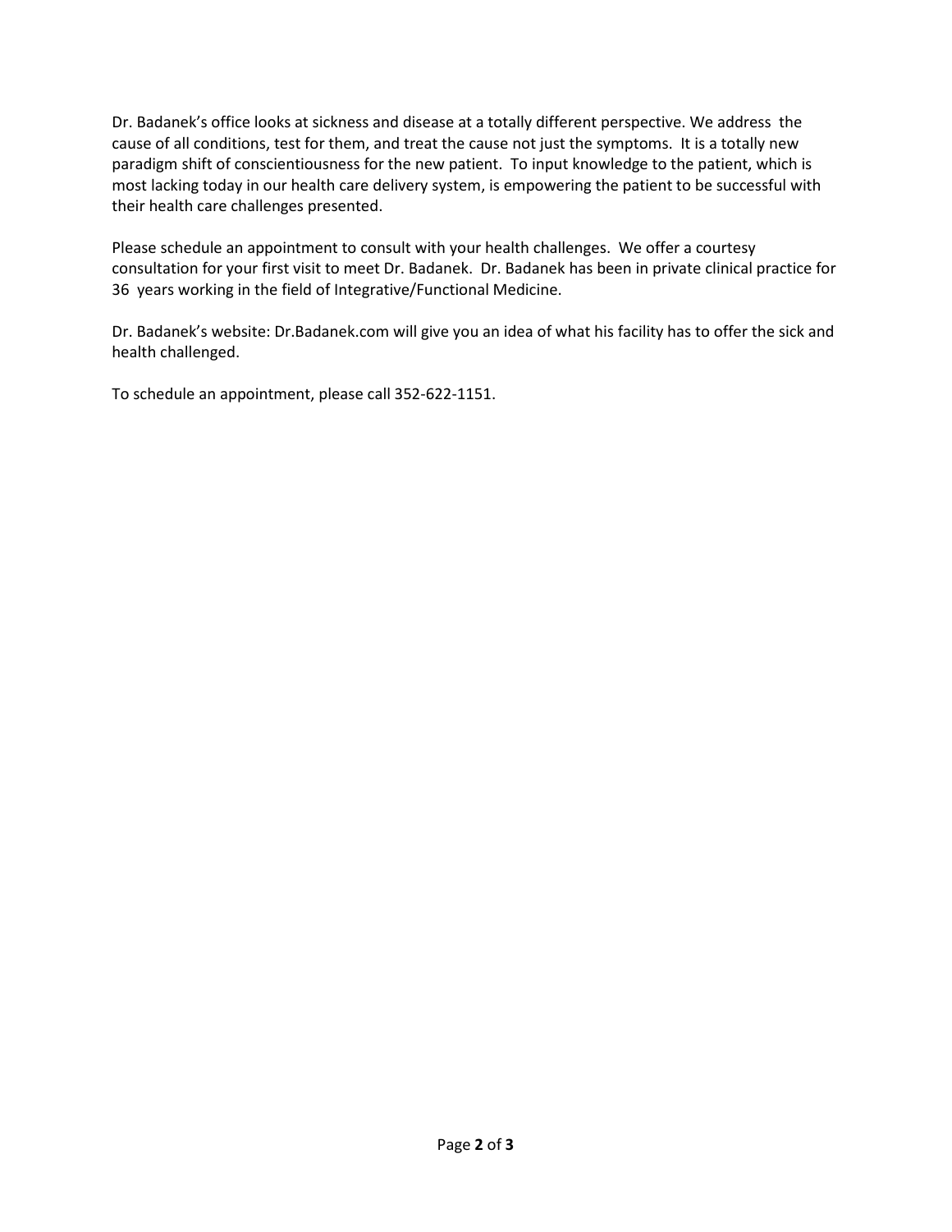Dr. Badanek's office looks at sickness and disease at a totally different perspective. We address the cause of all conditions, test for them, and treat the cause not just the symptoms. It is a totally new paradigm shift of conscientiousness for the new patient. To input knowledge to the patient, which is most lacking today in our health care delivery system, is empowering the patient to be successful with their health care challenges presented.

Please schedule an appointment to consult with your health challenges. We offer a courtesy consultation for your first visit to meet Dr. Badanek. Dr. Badanek has been in private clinical practice for 36 years working in the field of Integrative/Functional Medicine.

Dr. Badanek's website: Dr.Badanek.com will give you an idea of what his facility has to offer the sick and health challenged.

To schedule an appointment, please call 352-622-1151.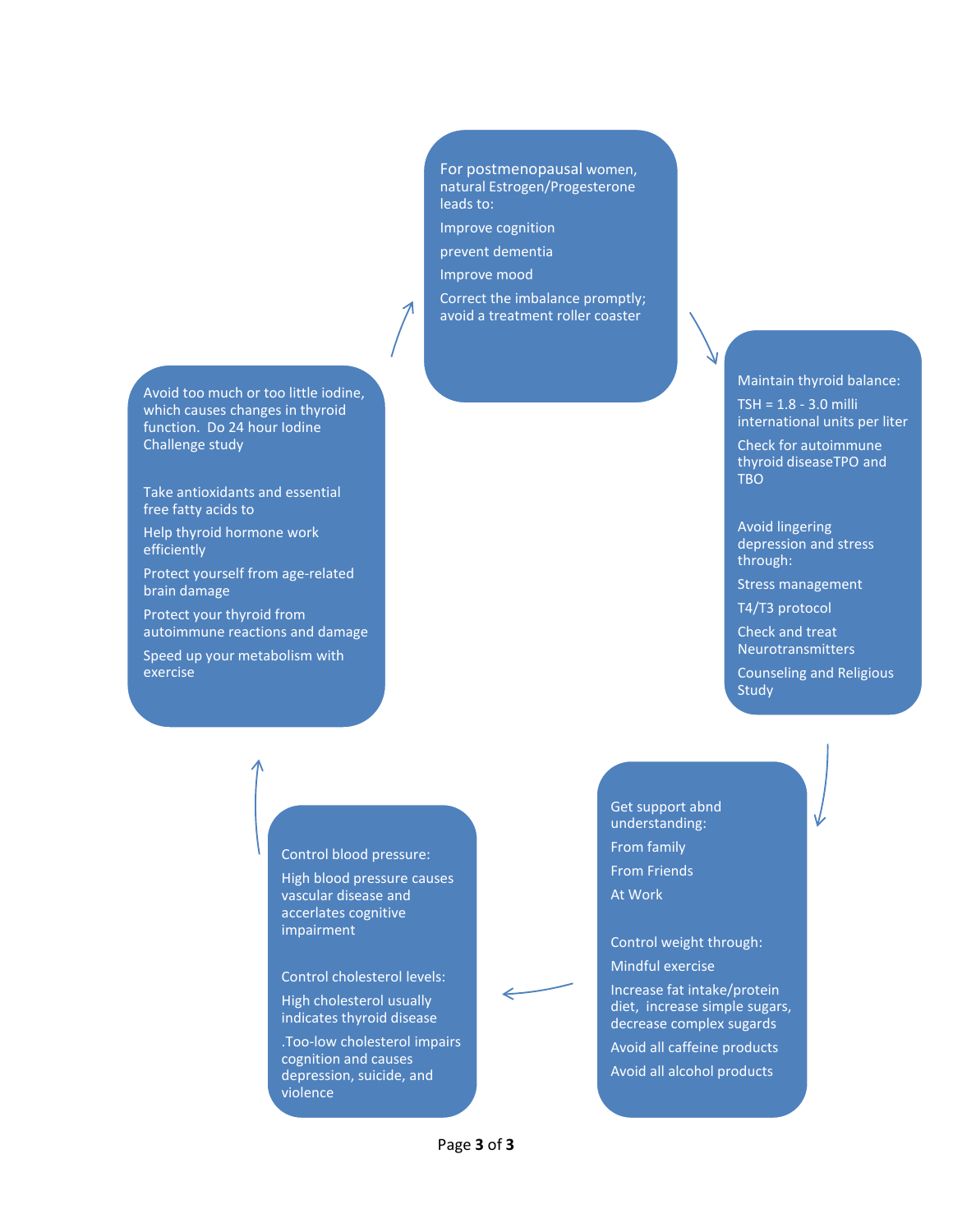For postmenopausal women, natural Estrogen/Progesterone leads to:

- Improve cognition
- prevent dementia
- Improve mood
- Correct the imbalance promptly; avoid a treatment roller coaster

Maintain thyroid balance:

- TSH = 1.8 - 3.0 milli international units per liter
- Check for autoimmune thyroid diseaseTPO and TBO

Avoid lingering depression and stress through:

- Stress management
- T4/T3 protocol
- Check and treat Neurotransmitters
- Counseling and Religious Study

Get support abnd understanding:

- From family
- From Friends
- At Work

Control weight through:

- Mindful exercise
- Increase fat intake/protein diet, increase simple sugars, decrease complex sugards
- Avoid all caffeine products
- Avoid all alcohol products

Control blood pressure:

- High blood pressure causes vascular disease and accerlates cognitive impairment

Control cholesterol levels:

- High cholesterol usually indicates thyroid disease
- .Too-low cholesterol impairs cognition and causes depression, suicide, and violence

Avoid too much or too little iodine, which causes changes in thyroid function. Do 24 hour Iodine Challenge study

Take antioxidants and essential free fatty acids to

- Help thyroid hormone work efficiently
- Protect yourself from age-related brain damage
- Protect your thyroid from autoimmune reactions and damage
- Speed up your metabolism with exercise